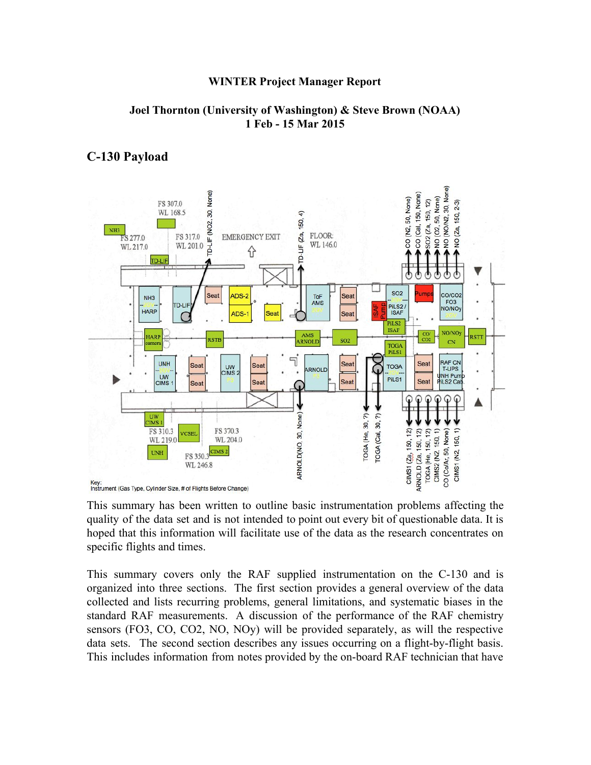**WINTER Project Manager Report**

**Joel Thornton (University of Washington) & Steve Brown (NOAA)**
**1 Feb - 15 Mar 2015**

## C-130 Payload

Key:
Instrument (Gas Type, Cylinder Size, # of Flights Before Change)

This summary has been written to outline basic instrumentation problems affecting the quality of the data set and is not intended to point out every bit of questionable data. It is hoped that this information will facilitate use of the data as the research concentrates on specific flights and times.

This summary covers only the RAF supplied instrumentation on the C-130 and is organized into three sections. The first section provides a general overview of the data collected and lists recurring problems, general limitations, and systematic biases in the standard RAF measurements. A discussion of the performance of the RAF chemistry sensors (FO3, CO, CO2, NO, NOy) will be provided separately, as will the respective data sets. The second section describes any issues occurring on a flight-by-flight basis. This includes information from notes provided by the on-board RAF technician that have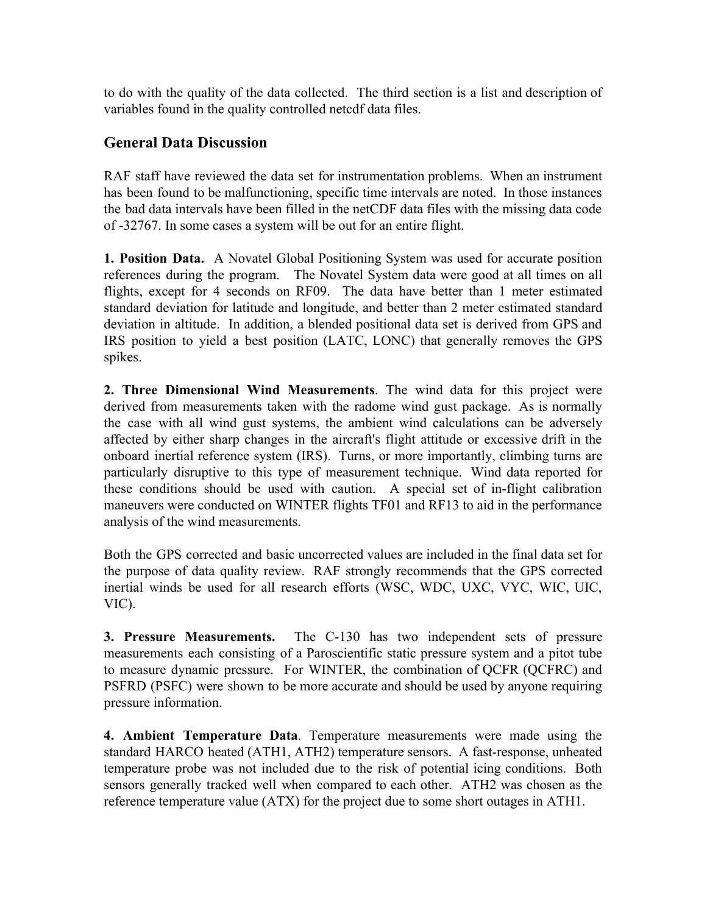to do with the quality of the data collected. The third section is a list and description of variables found in the quality controlled netcdf data files.

## General Data Discussion

RAF staff have reviewed the data set for instrumentation problems. When an instrument has been found to be malfunctioning, specific time intervals are noted. In those instances the bad data intervals have been filled in the netCDF data files with the missing data code of -32767. In some cases a system will be out for an entire flight.

**1. Position Data.** A Novatel Global Positioning System was used for accurate position references during the program. The Novatel System data were good at all times on all flights, except for 4 seconds on RF09. The data have better than 1 meter estimated standard deviation for latitude and longitude, and better than 2 meter estimated standard deviation in altitude. In addition, a blended positional data set is derived from GPS and IRS position to yield a best position (LATC, LONC) that generally removes the GPS spikes.

**2. Three Dimensional Wind Measurements**. The wind data for this project were derived from measurements taken with the radome wind gust package. As is normally the case with all wind gust systems, the ambient wind calculations can be adversely affected by either sharp changes in the aircraft's flight attitude or excessive drift in the onboard inertial reference system (IRS). Turns, or more importantly, climbing turns are particularly disruptive to this type of measurement technique. Wind data reported for these conditions should be used with caution. A special set of in-flight calibration maneuvers were conducted on WINTER flights TF01 and RF13 to aid in the performance analysis of the wind measurements.

Both the GPS corrected and basic uncorrected values are included in the final data set for the purpose of data quality review. RAF strongly recommends that the GPS corrected inertial winds be used for all research efforts (WSC, WDC, UXC, VYC, WIC, UIC, VIC).

**3. Pressure Measurements.** The C-130 has two independent sets of pressure measurements each consisting of a Paroscientific static pressure system and a pitot tube to measure dynamic pressure. For WINTER, the combination of QCFR (QCFRC) and PSFRD (PSFC) were shown to be more accurate and should be used by anyone requiring pressure information.

**4. Ambient Temperature Data**. Temperature measurements were made using the standard HARCO heated (ATH1, ATH2) temperature sensors. A fast-response, unheated temperature probe was not included due to the risk of potential icing conditions. Both sensors generally tracked well when compared to each other. ATH2 was chosen as the reference temperature value (ATX) for the project due to some short outages in ATH1.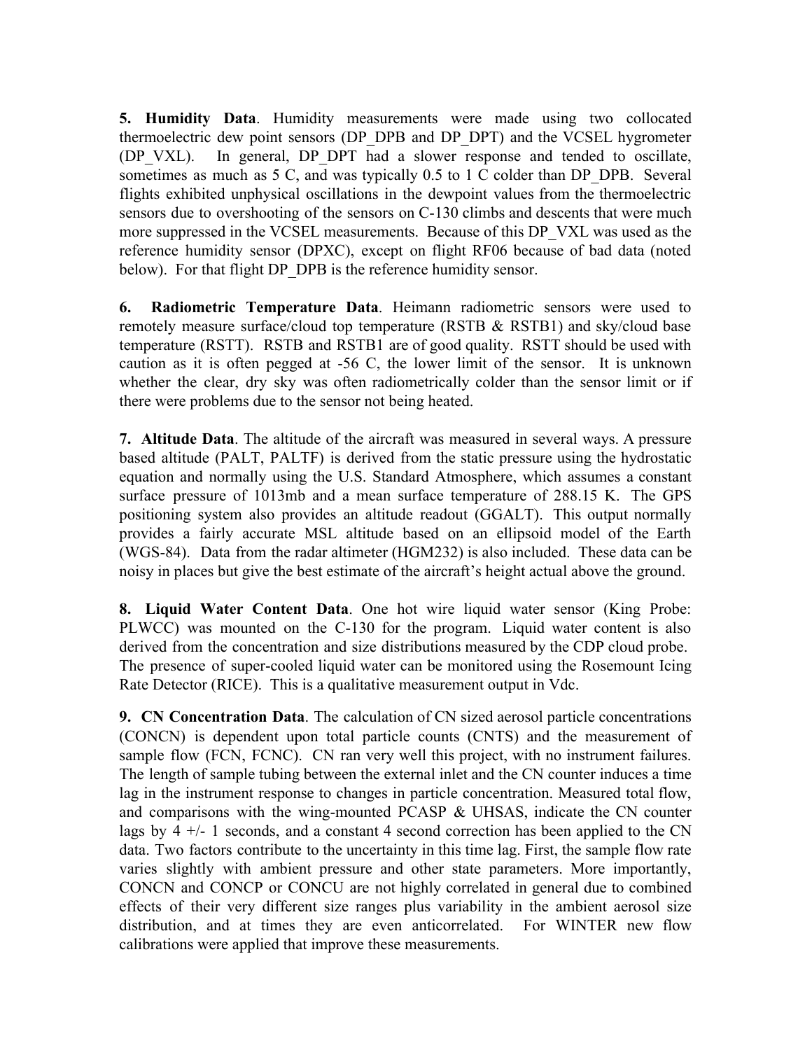**5. Humidity Data**. Humidity measurements were made using two collocated thermoelectric dew point sensors (DP_DPB and DP_DPT) and the VCSEL hygrometer (DP_VXL). In general, DP_DPT had a slower response and tended to oscillate, sometimes as much as 5 C, and was typically 0.5 to 1 C colder than DP_DPB. Several flights exhibited unphysical oscillations in the dewpoint values from the thermoelectric sensors due to overshooting of the sensors on C-130 climbs and descents that were much more suppressed in the VCSEL measurements. Because of this DP_VXL was used as the reference humidity sensor (DPXC), except on flight RF06 because of bad data (noted below). For that flight DP_DPB is the reference humidity sensor.

**6. Radiometric Temperature Data**. Heimann radiometric sensors were used to remotely measure surface/cloud top temperature (RSTB & RSTB1) and sky/cloud base temperature (RSTT). RSTB and RSTB1 are of good quality. RSTT should be used with caution as it is often pegged at -56 C, the lower limit of the sensor. It is unknown whether the clear, dry sky was often radiometrically colder than the sensor limit or if there were problems due to the sensor not being heated.

**7. Altitude Data**. The altitude of the aircraft was measured in several ways. A pressure based altitude (PALT, PALTF) is derived from the static pressure using the hydrostatic equation and normally using the U.S. Standard Atmosphere, which assumes a constant surface pressure of 1013mb and a mean surface temperature of 288.15 K. The GPS positioning system also provides an altitude readout (GGALT). This output normally provides a fairly accurate MSL altitude based on an ellipsoid model of the Earth (WGS-84). Data from the radar altimeter (HGM232) is also included. These data can be noisy in places but give the best estimate of the aircraft's height actual above the ground.

**8. Liquid Water Content Data**. One hot wire liquid water sensor (King Probe: PLWCC) was mounted on the C-130 for the program. Liquid water content is also derived from the concentration and size distributions measured by the CDP cloud probe. The presence of super-cooled liquid water can be monitored using the Rosemount Icing Rate Detector (RICE). This is a qualitative measurement output in Vdc.

**9. CN Concentration Data**. The calculation of CN sized aerosol particle concentrations (CONCN) is dependent upon total particle counts (CNTS) and the measurement of sample flow (FCN, FCNC). CN ran very well this project, with no instrument failures. The length of sample tubing between the external inlet and the CN counter induces a time lag in the instrument response to changes in particle concentration. Measured total flow, and comparisons with the wing-mounted PCASP & UHSAS, indicate the CN counter lags by 4 +/- 1 seconds, and a constant 4 second correction has been applied to the CN data. Two factors contribute to the uncertainty in this time lag. First, the sample flow rate varies slightly with ambient pressure and other state parameters. More importantly, CONCN and CONCP or CONCU are not highly correlated in general due to combined effects of their very different size ranges plus variability in the ambient aerosol size distribution, and at times they are even anticorrelated. For WINTER new flow calibrations were applied that improve these measurements.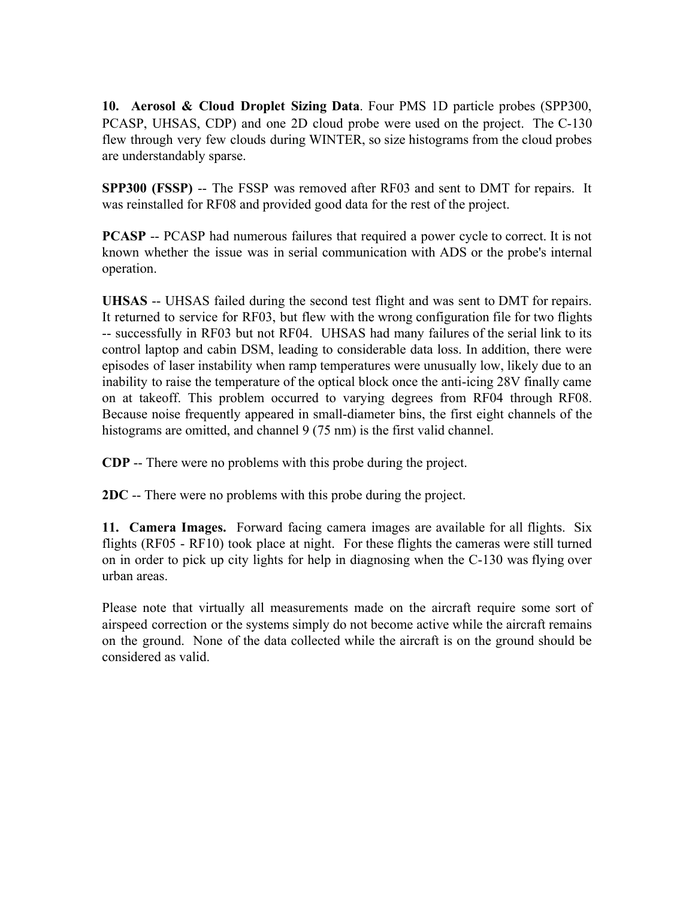**10. Aerosol & Cloud Droplet Sizing Data**. Four PMS 1D particle probes (SPP300, PCASP, UHSAS, CDP) and one 2D cloud probe were used on the project. The C-130 flew through very few clouds during WINTER, so size histograms from the cloud probes are understandably sparse.

**SPP300 (FSSP)** -- The FSSP was removed after RF03 and sent to DMT for repairs. It was reinstalled for RF08 and provided good data for the rest of the project.

**PCASP** -- PCASP had numerous failures that required a power cycle to correct. It is not known whether the issue was in serial communication with ADS or the probe's internal operation.

**UHSAS** -- UHSAS failed during the second test flight and was sent to DMT for repairs. It returned to service for RF03, but flew with the wrong configuration file for two flights -- successfully in RF03 but not RF04. UHSAS had many failures of the serial link to its control laptop and cabin DSM, leading to considerable data loss. In addition, there were episodes of laser instability when ramp temperatures were unusually low, likely due to an inability to raise the temperature of the optical block once the anti-icing 28V finally came on at takeoff. This problem occurred to varying degrees from RF04 through RF08. Because noise frequently appeared in small-diameter bins, the first eight channels of the histograms are omitted, and channel 9 (75 nm) is the first valid channel.

**CDP** -- There were no problems with this probe during the project.

**2DC** -- There were no problems with this probe during the project.

**11. Camera Images.** Forward facing camera images are available for all flights. Six flights (RF05 - RF10) took place at night. For these flights the cameras were still turned on in order to pick up city lights for help in diagnosing when the C-130 was flying over urban areas.

Please note that virtually all measurements made on the aircraft require some sort of airspeed correction or the systems simply do not become active while the aircraft remains on the ground. None of the data collected while the aircraft is on the ground should be considered as valid.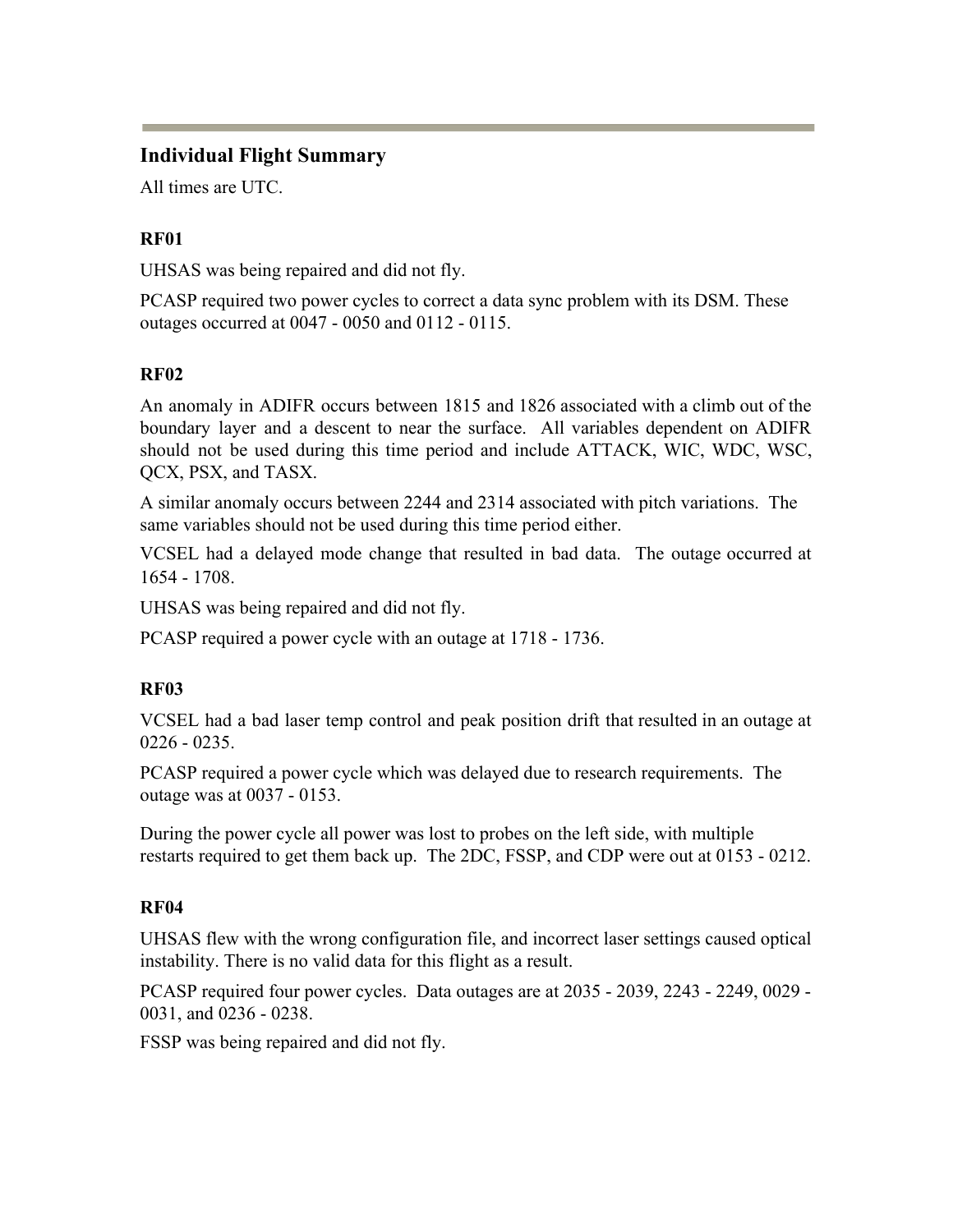## Individual Flight Summary

All times are UTC.

### RF01

UHSAS was being repaired and did not fly.

PCASP required two power cycles to correct a data sync problem with its DSM. These outages occurred at 0047 - 0050 and 0112 - 0115.

### RF02

An anomaly in ADIFR occurs between 1815 and 1826 associated with a climb out of the boundary layer and a descent to near the surface. All variables dependent on ADIFR should not be used during this time period and include ATTACK, WIC, WDC, WSC, QCX, PSX, and TASX.

A similar anomaly occurs between 2244 and 2314 associated with pitch variations. The same variables should not be used during this time period either.

VCSEL had a delayed mode change that resulted in bad data. The outage occurred at 1654 - 1708.

UHSAS was being repaired and did not fly.

PCASP required a power cycle with an outage at 1718 - 1736.

### RF03

VCSEL had a bad laser temp control and peak position drift that resulted in an outage at 0226 - 0235.

PCASP required a power cycle which was delayed due to research requirements. The outage was at 0037 - 0153.

During the power cycle all power was lost to probes on the left side, with multiple restarts required to get them back up. The 2DC, FSSP, and CDP were out at 0153 - 0212.

### RF04

UHSAS flew with the wrong configuration file, and incorrect laser settings caused optical instability. There is no valid data for this flight as a result.

PCASP required four power cycles. Data outages are at 2035 - 2039, 2243 - 2249, 0029 - 0031, and 0236 - 0238.

FSSP was being repaired and did not fly.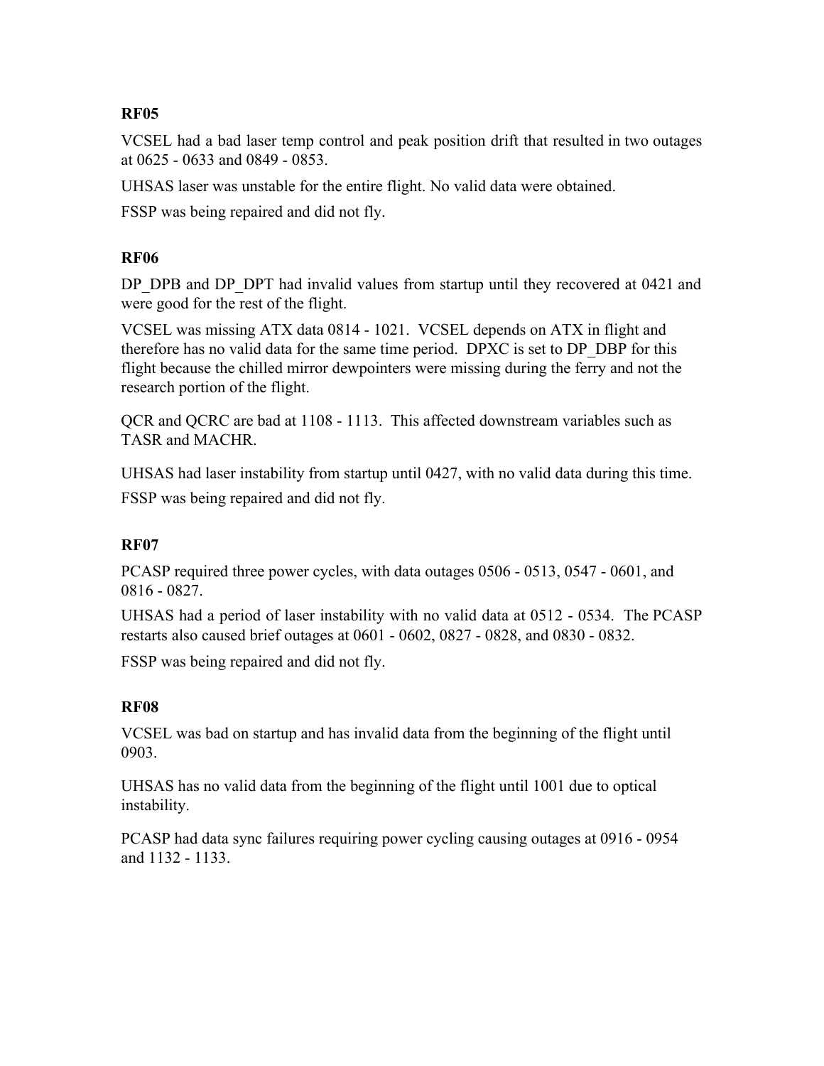**RF05**

VCSEL had a bad laser temp control and peak position drift that resulted in two outages at 0625 - 0633 and 0849 - 0853.

UHSAS laser was unstable for the entire flight. No valid data were obtained.

FSSP was being repaired and did not fly.

**RF06**

DP_DPB and DP_DPT had invalid values from startup until they recovered at 0421 and were good for the rest of the flight.

VCSEL was missing ATX data 0814 - 1021. VCSEL depends on ATX in flight and therefore has no valid data for the same time period. DPXC is set to DP_DBP for this flight because the chilled mirror dewpointers were missing during the ferry and not the research portion of the flight.

QCR and QCRC are bad at 1108 - 1113. This affected downstream variables such as TASR and MACHR.

UHSAS had laser instability from startup until 0427, with no valid data during this time.

FSSP was being repaired and did not fly.

**RF07**

PCASP required three power cycles, with data outages 0506 - 0513, 0547 - 0601, and 0816 - 0827.

UHSAS had a period of laser instability with no valid data at 0512 - 0534. The PCASP restarts also caused brief outages at 0601 - 0602, 0827 - 0828, and 0830 - 0832.

FSSP was being repaired and did not fly.

**RF08**

VCSEL was bad on startup and has invalid data from the beginning of the flight until 0903.

UHSAS has no valid data from the beginning of the flight until 1001 due to optical instability.

PCASP had data sync failures requiring power cycling causing outages at 0916 - 0954 and 1132 - 1133.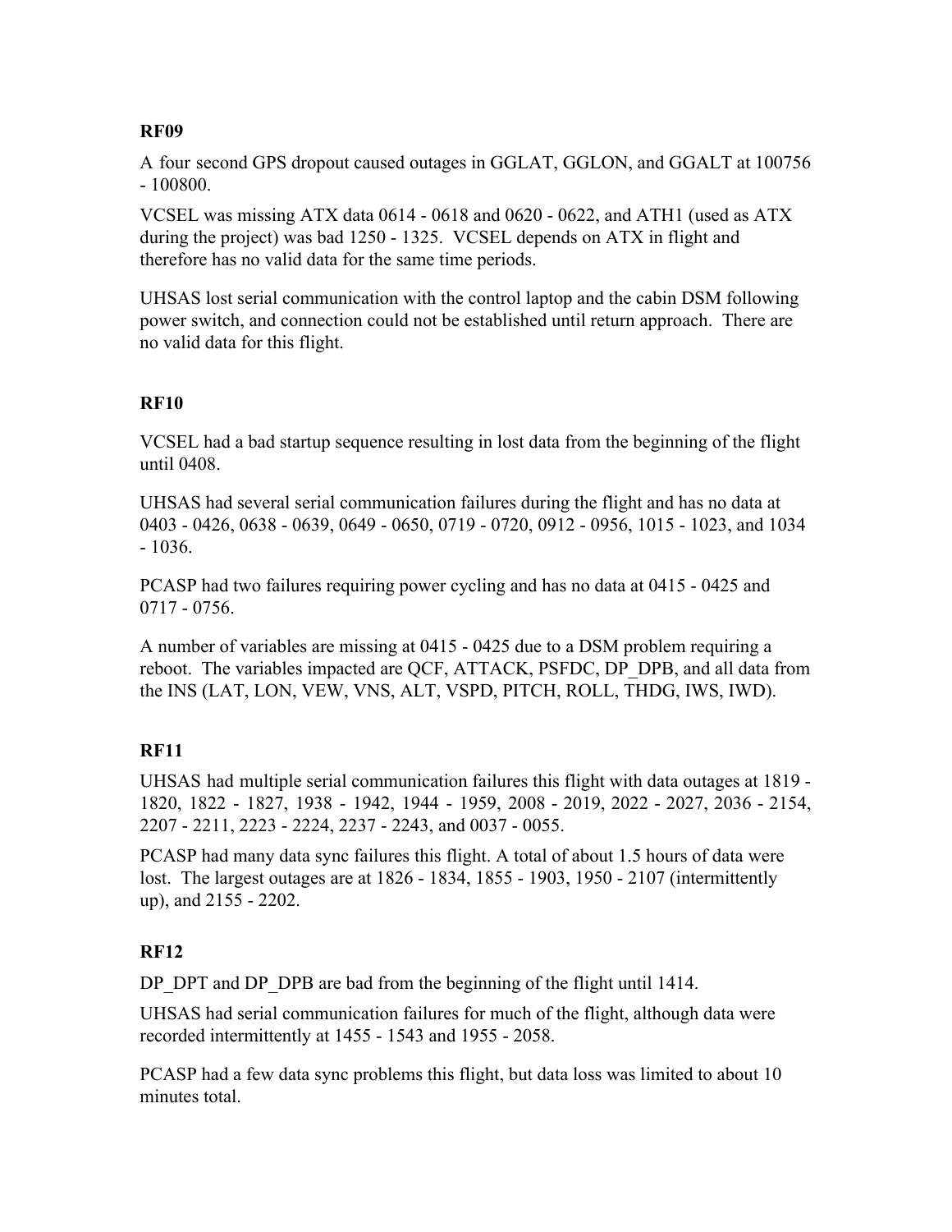**RF09**

A four second GPS dropout caused outages in GGLAT, GGLON, and GGALT at 100756 - 100800.

VCSEL was missing ATX data 0614 - 0618 and 0620 - 0622, and ATH1 (used as ATX during the project) was bad 1250 - 1325. VCSEL depends on ATX in flight and therefore has no valid data for the same time periods.

UHSAS lost serial communication with the control laptop and the cabin DSM following power switch, and connection could not be established until return approach. There are no valid data for this flight.

**RF10**

VCSEL had a bad startup sequence resulting in lost data from the beginning of the flight until 0408.

UHSAS had several serial communication failures during the flight and has no data at 0403 - 0426, 0638 - 0639, 0649 - 0650, 0719 - 0720, 0912 - 0956, 1015 - 1023, and 1034 - 1036.

PCASP had two failures requiring power cycling and has no data at 0415 - 0425 and 0717 - 0756.

A number of variables are missing at 0415 - 0425 due to a DSM problem requiring a reboot. The variables impacted are QCF, ATTACK, PSFDC, DP_DPB, and all data from the INS (LAT, LON, VEW, VNS, ALT, VSPD, PITCH, ROLL, THDG, IWS, IWD).

**RF11**

UHSAS had multiple serial communication failures this flight with data outages at 1819 - 1820, 1822 - 1827, 1938 - 1942, 1944 - 1959, 2008 - 2019, 2022 - 2027, 2036 - 2154, 2207 - 2211, 2223 - 2224, 2237 - 2243, and 0037 - 0055.

PCASP had many data sync failures this flight. A total of about 1.5 hours of data were lost. The largest outages are at 1826 - 1834, 1855 - 1903, 1950 - 2107 (intermittently up), and 2155 - 2202.

**RF12**

DP_DPT and DP_DPB are bad from the beginning of the flight until 1414.

UHSAS had serial communication failures for much of the flight, although data were recorded intermittently at 1455 - 1543 and 1955 - 2058.

PCASP had a few data sync problems this flight, but data loss was limited to about 10 minutes total.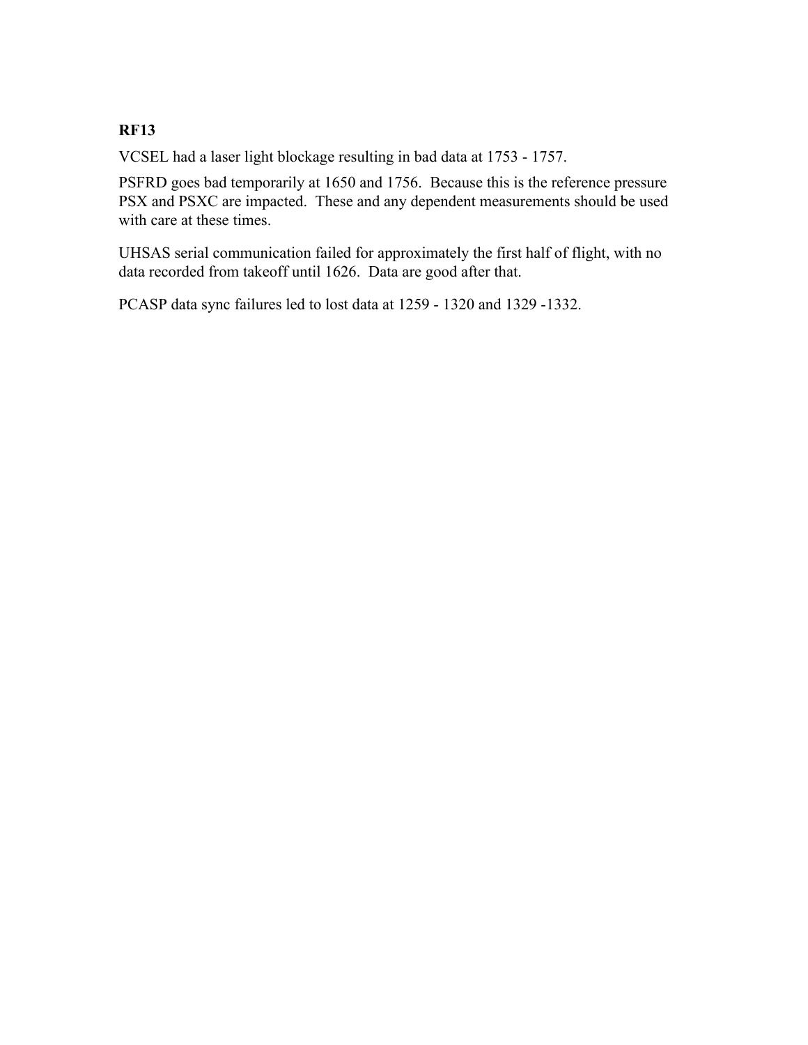**RF13**

VCSEL had a laser light blockage resulting in bad data at 1753 - 1757.

PSFRD goes bad temporarily at 1650 and 1756. Because this is the reference pressure PSX and PSXC are impacted. These and any dependent measurements should be used with care at these times.

UHSAS serial communication failed for approximately the first half of flight, with no data recorded from takeoff until 1626. Data are good after that.

PCASP data sync failures led to lost data at 1259 - 1320 and 1329 -1332.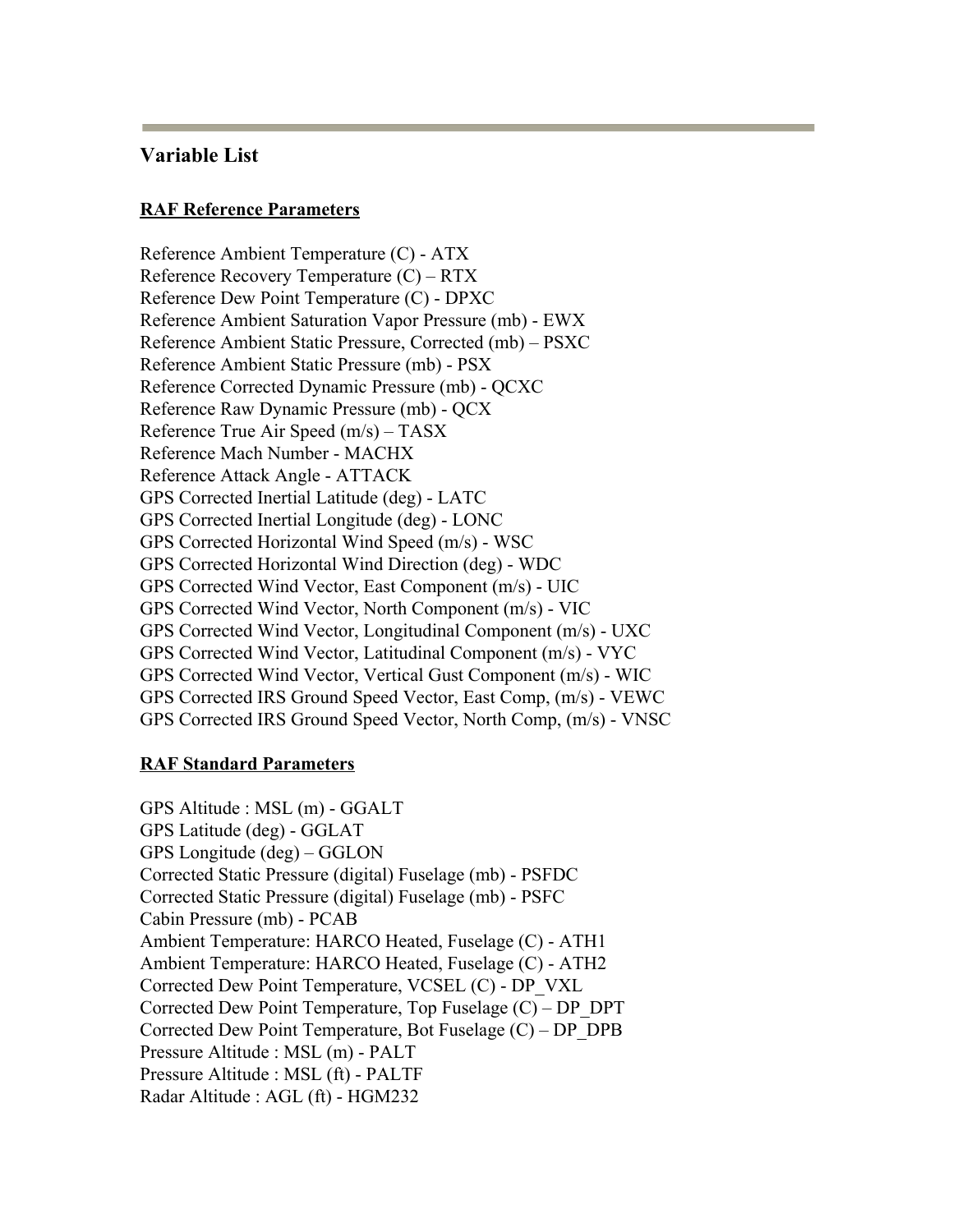## Variable List

### RAF Reference Parameters

Reference Ambient Temperature (C) - ATX
Reference Recovery Temperature (C) – RTX
Reference Dew Point Temperature (C) - DPXC
Reference Ambient Saturation Vapor Pressure (mb) - EWX
Reference Ambient Static Pressure, Corrected (mb) – PSXC
Reference Ambient Static Pressure (mb) - PSX
Reference Corrected Dynamic Pressure (mb) - QCXC
Reference Raw Dynamic Pressure (mb) - QCX
Reference True Air Speed (m/s) – TASX
Reference Mach Number - MACHX
Reference Attack Angle - ATTACK
GPS Corrected Inertial Latitude (deg) - LATC
GPS Corrected Inertial Longitude (deg) - LONC
GPS Corrected Horizontal Wind Speed (m/s) - WSC
GPS Corrected Horizontal Wind Direction (deg) - WDC
GPS Corrected Wind Vector, East Component (m/s) - UIC
GPS Corrected Wind Vector, North Component (m/s) - VIC
GPS Corrected Wind Vector, Longitudinal Component (m/s) - UXC
GPS Corrected Wind Vector, Latitudinal Component (m/s) - VYC
GPS Corrected Wind Vector, Vertical Gust Component (m/s) - WIC
GPS Corrected IRS Ground Speed Vector, East Comp, (m/s) - VEWC
GPS Corrected IRS Ground Speed Vector, North Comp, (m/s) - VNSC

### RAF Standard Parameters

GPS Altitude : MSL (m) - GGALT
GPS Latitude (deg) - GGLAT
GPS Longitude (deg) – GGLON
Corrected Static Pressure (digital) Fuselage (mb) - PSFDC
Corrected Static Pressure (digital) Fuselage (mb) - PSFC
Cabin Pressure (mb) - PCAB
Ambient Temperature: HARCO Heated, Fuselage (C) - ATH1
Ambient Temperature: HARCO Heated, Fuselage (C) - ATH2
Corrected Dew Point Temperature, VCSEL (C) - DP_VXL
Corrected Dew Point Temperature, Top Fuselage (C) – DP_DPT
Corrected Dew Point Temperature, Bot Fuselage (C) – DP_DPB
Pressure Altitude : MSL (m) - PALT
Pressure Altitude : MSL (ft) - PALTF
Radar Altitude : AGL (ft) - HGM232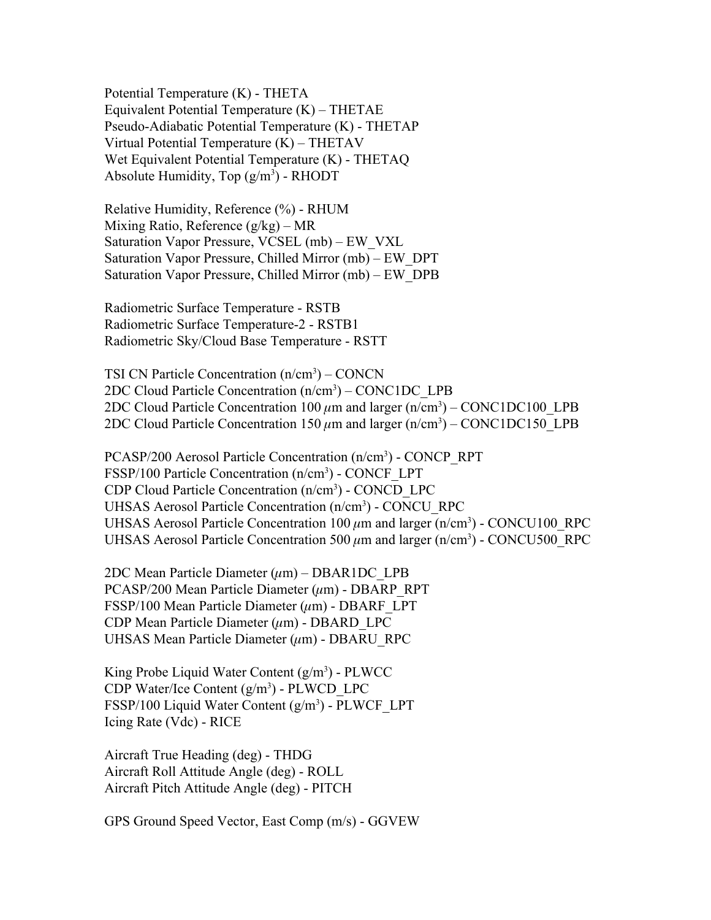Potential Temperature (K) - THETA
Equivalent Potential Temperature (K) – THETAE
Pseudo-Adiabatic Potential Temperature (K) - THETAP
Virtual Potential Temperature (K) – THETAV
Wet Equivalent Potential Temperature (K) - THETAQ
Absolute Humidity, Top ($g/m^3$) - RHODT

Relative Humidity, Reference (%) - RHUM
Mixing Ratio, Reference (g/kg) – MR
Saturation Vapor Pressure, VCSEL (mb) – EW_VXL
Saturation Vapor Pressure, Chilled Mirror (mb) – EW_DPT
Saturation Vapor Pressure, Chilled Mirror (mb) – EW_DPB

Radiometric Surface Temperature - RSTB
Radiometric Surface Temperature-2 - RSTB1
Radiometric Sky/Cloud Base Temperature - RSTT

TSI CN Particle Concentration ($n/cm^3$) – CONCN
2DC Cloud Particle Concentration ($n/cm^3$) – CONC1DC_LPB
2DC Cloud Particle Concentration 100 $\mu$m and larger ($n/cm^3$) – CONC1DC100_LPB
2DC Cloud Particle Concentration 150 $\mu$m and larger ($n/cm^3$) – CONC1DC150_LPB

PCASP/200 Aerosol Particle Concentration ($n/cm^3$) - CONCP_RPT
FSSP/100 Particle Concentration ($n/cm^3$) - CONCF_LPT
CDP Cloud Particle Concentration ($n/cm^3$) - CONCD_LPC
UHSAS Aerosol Particle Concentration ($n/cm^3$) - CONCU_RPC
UHSAS Aerosol Particle Concentration 100 $\mu$m and larger ($n/cm^3$) - CONCU100_RPC
UHSAS Aerosol Particle Concentration 500 $\mu$m and larger ($n/cm^3$) - CONCU500_RPC

2DC Mean Particle Diameter ($\mu$m) – DBAR1DC_LPB
PCASP/200 Mean Particle Diameter ($\mu$m) - DBARP_RPT
FSSP/100 Mean Particle Diameter ($\mu$m) - DBARF_LPT
CDP Mean Particle Diameter ($\mu$m) - DBARD_LPC
UHSAS Mean Particle Diameter ($\mu$m) - DBARU_RPC

King Probe Liquid Water Content ($g/m^3$) - PLWCC
CDP Water/Ice Content ($g/m^3$) - PLWCD_LPC
FSSP/100 Liquid Water Content ($g/m^3$) - PLWCF_LPT
Icing Rate (Vdc) - RICE

Aircraft True Heading (deg) - THDG
Aircraft Roll Attitude Angle (deg) - ROLL
Aircraft Pitch Attitude Angle (deg) - PITCH

GPS Ground Speed Vector, East Comp (m/s) - GGVEW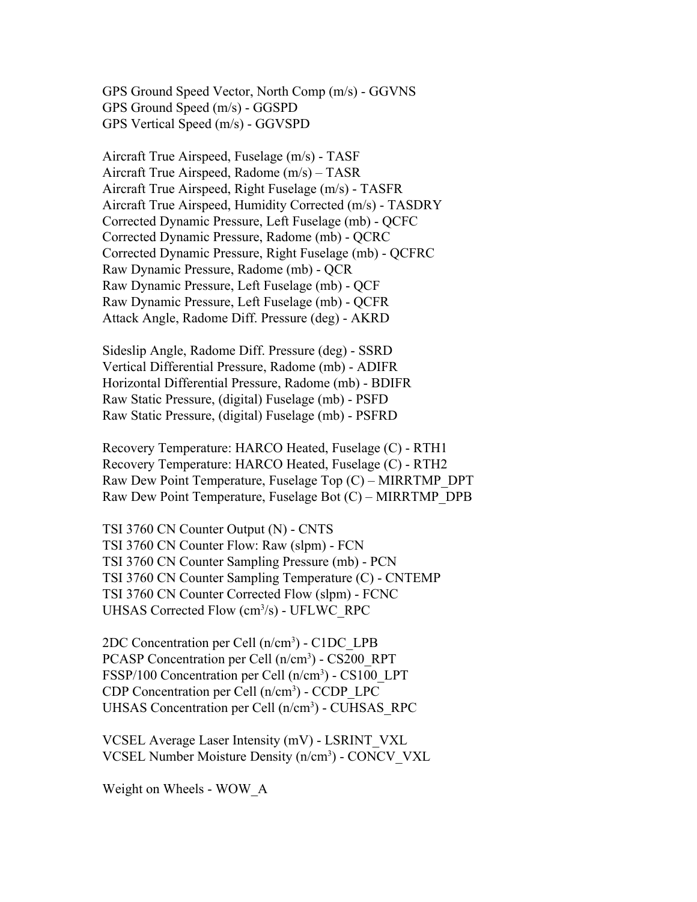GPS Ground Speed Vector, North Comp (m/s) - GGVNS
GPS Ground Speed (m/s) - GGSPD
GPS Vertical Speed (m/s) - GGVSPD

Aircraft True Airspeed, Fuselage (m/s) - TASF
Aircraft True Airspeed, Radome (m/s) – TASR
Aircraft True Airspeed, Right Fuselage (m/s) - TASFR
Aircraft True Airspeed, Humidity Corrected (m/s) - TASDRY
Corrected Dynamic Pressure, Left Fuselage (mb) - QCFC
Corrected Dynamic Pressure, Radome (mb) - QCRC
Corrected Dynamic Pressure, Right Fuselage (mb) - QCFRC
Raw Dynamic Pressure, Radome (mb) - QCR
Raw Dynamic Pressure, Left Fuselage (mb) - QCF
Raw Dynamic Pressure, Left Fuselage (mb) - QCFR
Attack Angle, Radome Diff. Pressure (deg) - AKRD

Sideslip Angle, Radome Diff. Pressure (deg) - SSRD
Vertical Differential Pressure, Radome (mb) - ADIFR
Horizontal Differential Pressure, Radome (mb) - BDIFR
Raw Static Pressure, (digital) Fuselage (mb) - PSFD
Raw Static Pressure, (digital) Fuselage (mb) - PSFRD

Recovery Temperature: HARCO Heated, Fuselage (C) - RTH1
Recovery Temperature: HARCO Heated, Fuselage (C) - RTH2
Raw Dew Point Temperature, Fuselage Top (C) – MIRRTMP_DPT
Raw Dew Point Temperature, Fuselage Bot (C) – MIRRTMP_DPB

TSI 3760 CN Counter Output (N) - CNTS
TSI 3760 CN Counter Flow: Raw (slpm) - FCN
TSI 3760 CN Counter Sampling Pressure (mb) - PCN
TSI 3760 CN Counter Sampling Temperature (C) - CNTEMP
TSI 3760 CN Counter Corrected Flow (slpm) - FCNC
UHSAS Corrected Flow ($cm^3/s$) - UFLWC_RPC

2DC Concentration per Cell ($n/cm^3$) - C1DC_LPB
PCASP Concentration per Cell ($n/cm^3$) - CS200_RPT
FSSP/100 Concentration per Cell ($n/cm^3$) - CS100_LPT
CDP Concentration per Cell ($n/cm^3$) - CCDP_LPC
UHSAS Concentration per Cell ($n/cm^3$) - CUHSAS_RPC

VCSEL Average Laser Intensity (mV) - LSRINT_VXL
VCSEL Number Moisture Density ($n/cm^3$) - CONCV_VXL

Weight on Wheels - WOW_A